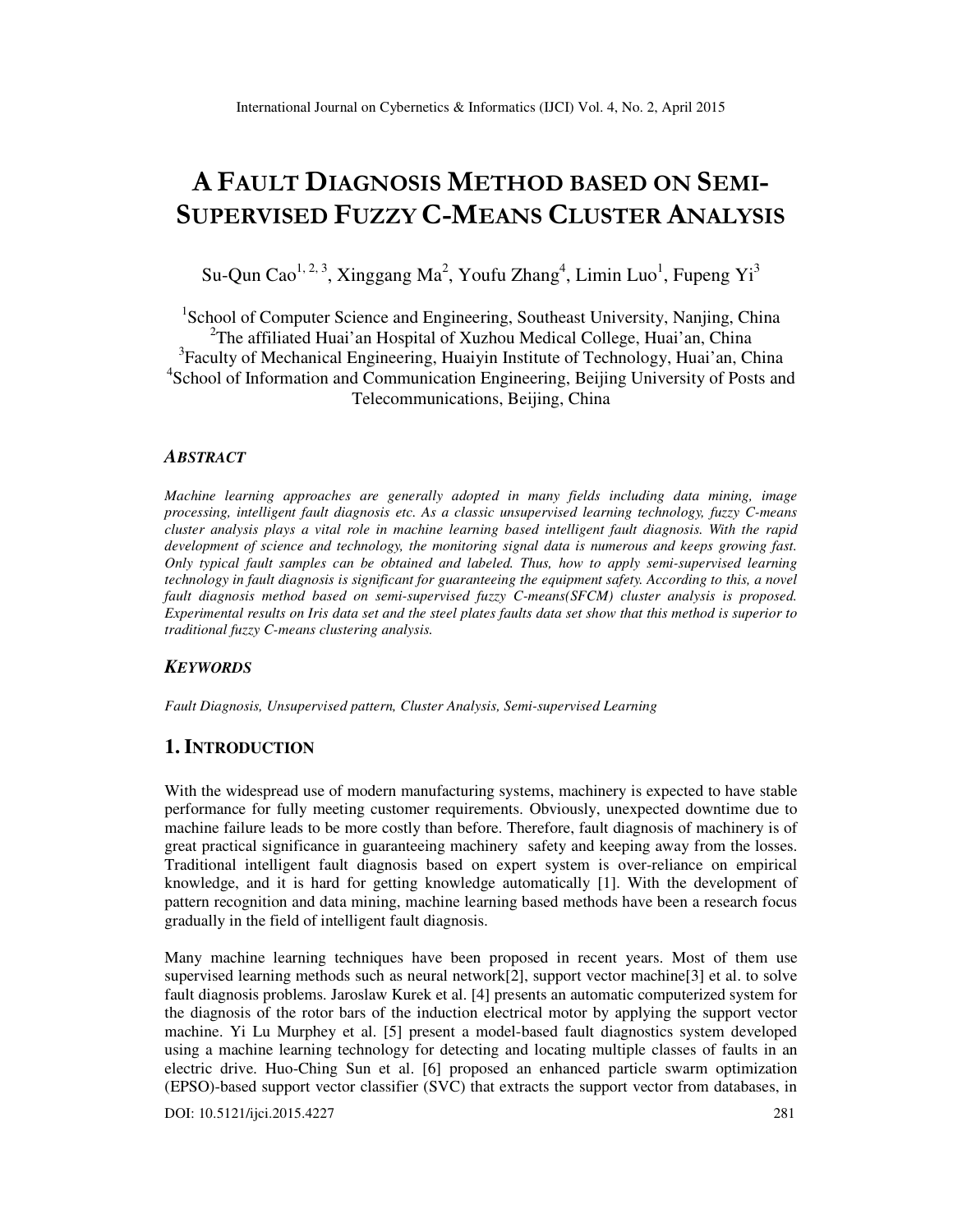# A FAULT DIAGNOSIS METHOD BASED ON SEMI-SUPERVISED FUZZY C-MEANS CLUSTER ANALYSIS

Su-Qun Cao[1, 2, 3], Xinggang Ma[2], Youfu Zhang[4], Limin Luo[1], Fupeng Yi[3]

[1]School of Computer Science and Engineering, Southeast University, Nanjing, China
[2]The affiliated Huai'an Hospital of Xuzhou Medical College, Huai'an, China
[3]Faculty of Mechanical Engineering, Huaiyin Institute of Technology, Huai'an, China
[4]School of Information and Communication Engineering, Beijing University of Posts and Telecommunications, Beijing, China

### ABSTRACT

*Machine learning approaches are generally adopted in many fields including data mining, image processing, intelligent fault diagnosis etc. As a classic unsupervised learning technology, fuzzy C-means cluster analysis plays a vital role in machine learning based intelligent fault diagnosis. With the rapid development of science and technology, the monitoring signal data is numerous and keeps growing fast. Only typical fault samples can be obtained and labeled. Thus, how to apply semi-supervised learning technology in fault diagnosis is significant for guaranteeing the equipment safety. According to this, a novel fault diagnosis method based on semi-supervised fuzzy C-means(SFCM) cluster analysis is proposed. Experimental results on Iris data set and the steel plates faults data set show that this method is superior to traditional fuzzy C-means clustering analysis.*

### KEYWORDS

*Fault Diagnosis, Unsupervised pattern, Cluster Analysis, Semi-supervised Learning*

## 1. INTRODUCTION

With the widespread use of modern manufacturing systems, machinery is expected to have stable performance for fully meeting customer requirements. Obviously, unexpected downtime due to machine failure leads to be more costly than before. Therefore, fault diagnosis of machinery is of great practical significance in guaranteeing machinery safety and keeping away from the losses. Traditional intelligent fault diagnosis based on expert system is over-reliance on empirical knowledge, and it is hard for getting knowledge automatically [1]. With the development of pattern recognition and data mining, machine learning based methods have been a research focus gradually in the field of intelligent fault diagnosis.

Many machine learning techniques have been proposed in recent years. Most of them use supervised learning methods such as neural network[2], support vector machine[3] et al. to solve fault diagnosis problems. Jaroslaw Kurek et al. [4] presents an automatic computerized system for the diagnosis of the rotor bars of the induction electrical motor by applying the support vector machine. Yi Lu Murphey et al. [5] present a model-based fault diagnostics system developed using a machine learning technology for detecting and locating multiple classes of faults in an electric drive. Huo-Ching Sun et al. [6] proposed an enhanced particle swarm optimization (EPSO)-based support vector classifier (SVC) that extracts the support vector from databases, in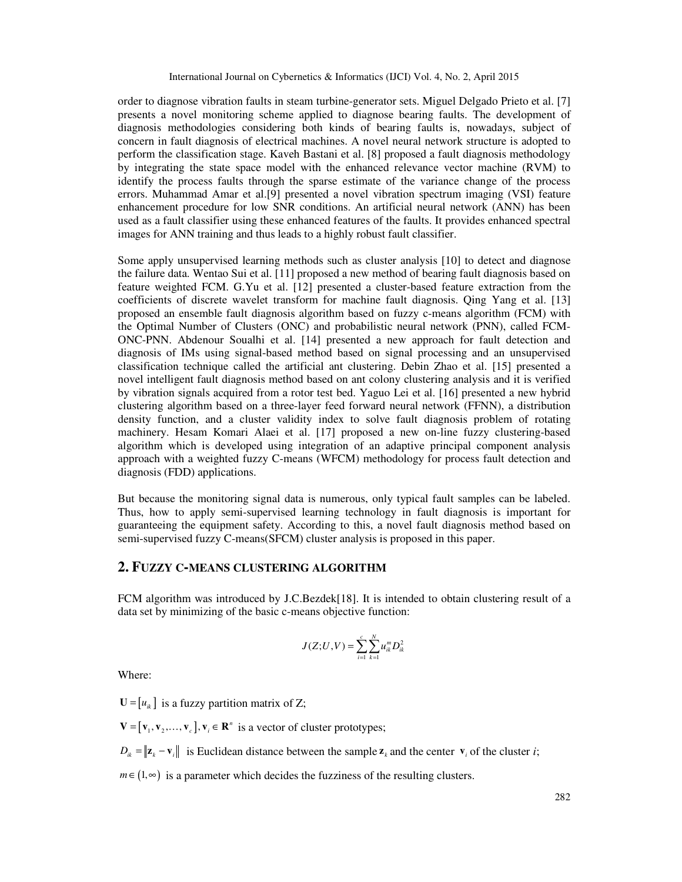order to diagnose vibration faults in steam turbine-generator sets. Miguel Delgado Prieto et al. [7] presents a novel monitoring scheme applied to diagnose bearing faults. The development of diagnosis methodologies considering both kinds of bearing faults is, nowadays, subject of concern in fault diagnosis of electrical machines. A novel neural network structure is adopted to perform the classification stage. Kaveh Bastani et al. [8] proposed a fault diagnosis methodology by integrating the state space model with the enhanced relevance vector machine (RVM) to identify the process faults through the sparse estimate of the variance change of the process errors. Muhammad Amar et al.[9] presented a novel vibration spectrum imaging (VSI) feature enhancement procedure for low SNR conditions. An artificial neural network (ANN) has been used as a fault classifier using these enhanced features of the faults. It provides enhanced spectral images for ANN training and thus leads to a highly robust fault classifier.

Some apply unsupervised learning methods such as cluster analysis [10] to detect and diagnose the failure data. Wentao Sui et al. [11] proposed a new method of bearing fault diagnosis based on feature weighted FCM. G.Yu et al. [12] presented a cluster-based feature extraction from the coefficients of discrete wavelet transform for machine fault diagnosis. Qing Yang et al. [13] proposed an ensemble fault diagnosis algorithm based on fuzzy c-means algorithm (FCM) with the Optimal Number of Clusters (ONC) and probabilistic neural network (PNN), called FCM-ONC-PNN. Abdenour Soualhi et al. [14] presented a new approach for fault detection and diagnosis of IMs using signal-based method based on signal processing and an unsupervised classification technique called the artificial ant clustering. Debin Zhao et al. [15] presented a novel intelligent fault diagnosis method based on ant colony clustering analysis and it is verified by vibration signals acquired from a rotor test bed. Yaguo Lei et al. [16] presented a new hybrid clustering algorithm based on a three-layer feed forward neural network (FFNN), a distribution density function, and a cluster validity index to solve fault diagnosis problem of rotating machinery. Hesam Komari Alaei et al. [17] proposed a new on-line fuzzy clustering-based algorithm which is developed using integration of an adaptive principal component analysis approach with a weighted fuzzy C-means (WFCM) methodology for process fault detection and diagnosis (FDD) applications.

But because the monitoring signal data is numerous, only typical fault samples can be labeled. Thus, how to apply semi-supervised learning technology in fault diagnosis is important for guaranteeing the equipment safety. According to this, a novel fault diagnosis method based on semi-supervised fuzzy C-means(SFCM) cluster analysis is proposed in this paper.

## 2. Fuzzy c-means clustering algorithm

FCM algorithm was introduced by J.C.Bezdek[18]. It is intended to obtain clustering result of a data set by minimizing of the basic c-means objective function:

$$J(Z;U,V)=\sum_{i=1}^{c}\sum_{k=1}^{N}u_{ik}^{m}D_{ik}^{2}$$

Where:

$\mathbf{U}=[u_{ik}]$ is a fuzzy partition matrix of Z;

$\mathbf{V}=[\mathbf{v}_1,\mathbf{v}_2,\ldots,\mathbf{v}_c],\mathbf{v}_i\in\mathbf{R}^n$ is a vector of cluster prototypes;

$D_{ik}=\|\mathbf{z}_k-\mathbf{v}_i\|$ is Euclidean distance between the sample $\mathbf{z}_k$ and the center $\mathbf{v}_i$ of the cluster $i$;

$m\in(1,\infty)$ is a parameter which decides the fuzziness of the resulting clusters.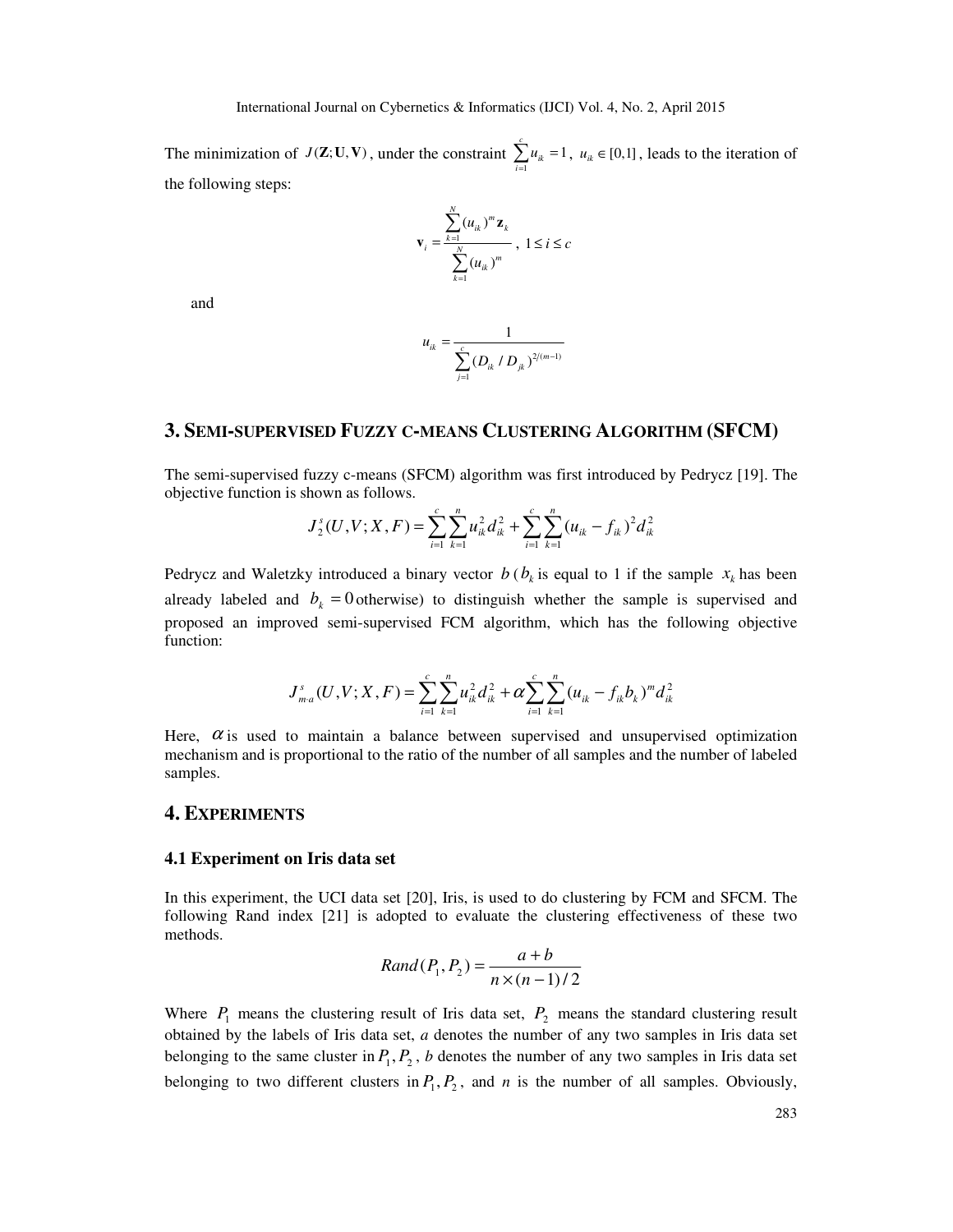The minimization of $J(\mathbf{Z};\mathbf{U},\mathbf{V})$, under the constraint $\sum_{i=1}^{c} u_{ik} = 1$, $u_{ik} \in [0,1]$, leads to the iteration of the following steps:

$$\mathbf{v}_i = \frac{\sum_{k=1}^{N} (u_{ik})^m \mathbf{z}_k}{\sum_{k=1}^{N} (u_{ik})^m}, \ 1 \le i \le c$$

and

$$u_{ik} = \frac{1}{\sum_{j=1}^{c} (D_{ik} / D_{jk})^{2/(m-1)}}$$

## 3. SEMI-SUPERVISED FUZZY C-MEANS CLUSTERING ALGORITHM (SFCM)

The semi-supervised fuzzy c-means (SFCM) algorithm was first introduced by Pedrycz [19]. The objective function is shown as follows.

$$J_2^s(U,V;X,F) = \sum_{i=1}^{c}\sum_{k=1}^{n} u_{ik}^2 d_{ik}^2 + \sum_{i=1}^{c}\sum_{k=1}^{n} (u_{ik} - f_{ik})^2 d_{ik}^2$$

Pedrycz and Waletzky introduced a binary vector $b$ ($b_k$ is equal to 1 if the sample $x_k$ has been already labeled and $b_k = 0$ otherwise) to distinguish whether the sample is supervised and proposed an improved semi-supervised FCM algorithm, which has the following objective function:

$$J_{m \cdot a}^s(U,V;X,F) = \sum_{i=1}^{c}\sum_{k=1}^{n} u_{ik}^2 d_{ik}^2 + \alpha \sum_{i=1}^{c}\sum_{k=1}^{n} (u_{ik} - f_{ik} b_k)^m d_{ik}^2$$

Here, $\alpha$ is used to maintain a balance between supervised and unsupervised optimization mechanism and is proportional to the ratio of the number of all samples and the number of labeled samples.

## 4. EXPERIMENTS

### 4.1 Experiment on Iris data set

In this experiment, the UCI data set [20], Iris, is used to do clustering by FCM and SFCM. The following Rand index [21] is adopted to evaluate the clustering effectiveness of these two methods.

$$Rand(P_1, P_2) = \frac{a+b}{n \times (n-1)/2}$$

Where $P_1$ means the clustering result of Iris data set, $P_2$ means the standard clustering result obtained by the labels of Iris data set, *a* denotes the number of any two samples in Iris data set belonging to the same cluster in $P_1, P_2$, *b* denotes the number of any two samples in Iris data set belonging to two different clusters in $P_1, P_2$, and *n* is the number of all samples. Obviously,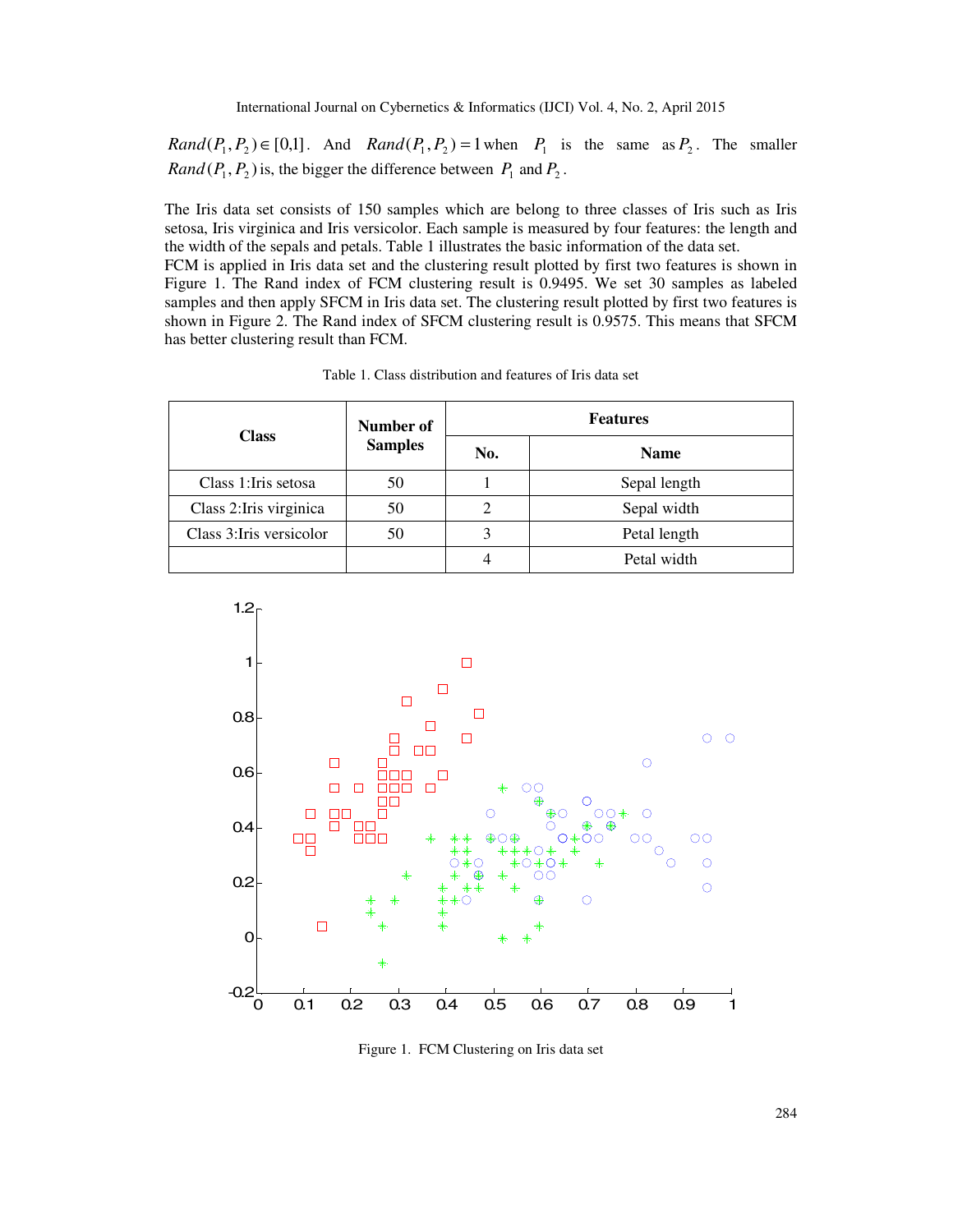$Rand(P_1, P_2) \in [0,1]$. And $Rand(P_1, P_2) = 1$ when $P_1$ is the same as $P_2$. The smaller $Rand(P_1, P_2)$ is, the bigger the difference between $P_1$ and $P_2$.

The Iris data set consists of 150 samples which are belong to three classes of Iris such as Iris setosa, Iris virginica and Iris versicolor. Each sample is measured by four features: the length and the width of the sepals and petals. Table 1 illustrates the basic information of the data set.
FCM is applied in Iris data set and the clustering result plotted by first two features is shown in Figure 1. The Rand index of FCM clustering result is 0.9495. We set 30 samples as labeled samples and then apply SFCM in Iris data set. The clustering result plotted by first two features is shown in Figure 2. The Rand index of SFCM clustering result is 0.9575. This means that SFCM has better clustering result than FCM.

Table 1. Class distribution and features of Iris data set

| Class | Number of Samples | Features | |
|---|---|---|---|
| | | No. | Name |
| Class 1:Iris setosa | 50 | 1 | Sepal length |
| Class 2:Iris virginica | 50 | 2 | Sepal width |
| Class 3:Iris versicolor | 50 | 3 | Petal length |
| | | 4 | Petal width |

Figure 1. FCM Clustering on Iris data set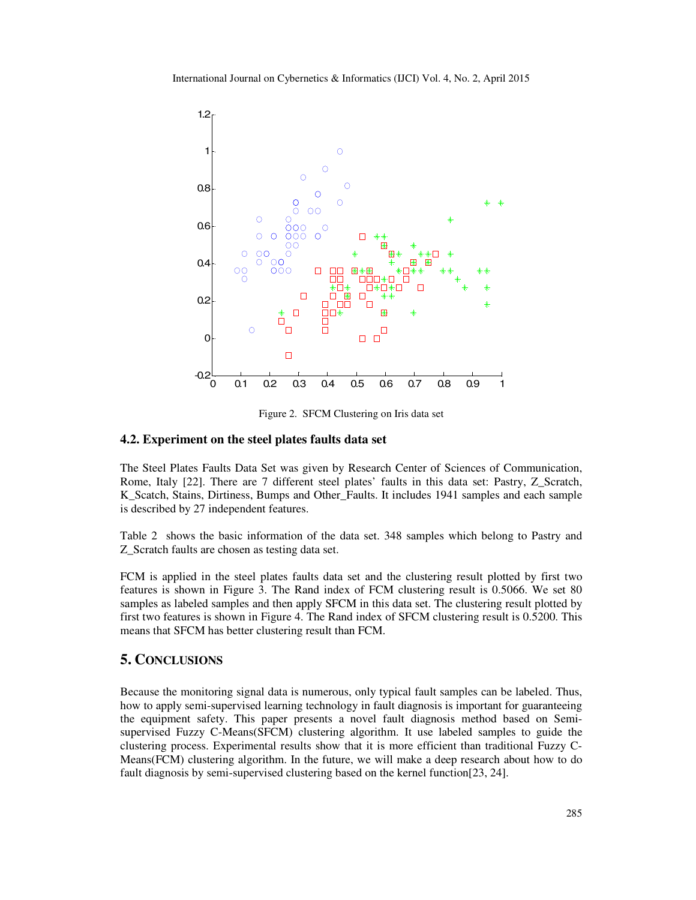Figure 2. SFCM Clustering on Iris data set

### 4.2. Experiment on the steel plates faults data set

The Steel Plates Faults Data Set was given by Research Center of Sciences of Communication, Rome, Italy [22]. There are 7 different steel plates' faults in this data set: Pastry, Z_Scratch, K_Scatch, Stains, Dirtiness, Bumps and Other_Faults. It includes 1941 samples and each sample is described by 27 independent features.

Table 2 shows the basic information of the data set. 348 samples which belong to Pastry and Z_Scratch faults are chosen as testing data set.

FCM is applied in the steel plates faults data set and the clustering result plotted by first two features is shown in Figure 3. The Rand index of FCM clustering result is 0.5066. We set 80 samples as labeled samples and then apply SFCM in this data set. The clustering result plotted by first two features is shown in Figure 4. The Rand index of SFCM clustering result is 0.5200. This means that SFCM has better clustering result than FCM.

## 5. CONCLUSIONS

Because the monitoring signal data is numerous, only typical fault samples can be labeled. Thus, how to apply semi-supervised learning technology in fault diagnosis is important for guaranteeing the equipment safety. This paper presents a novel fault diagnosis method based on Semi-supervised Fuzzy C-Means(SFCM) clustering algorithm. It use labeled samples to guide the clustering process. Experimental results show that it is more efficient than traditional Fuzzy C-Means(FCM) clustering algorithm. In the future, we will make a deep research about how to do fault diagnosis by semi-supervised clustering based on the kernel function[23, 24].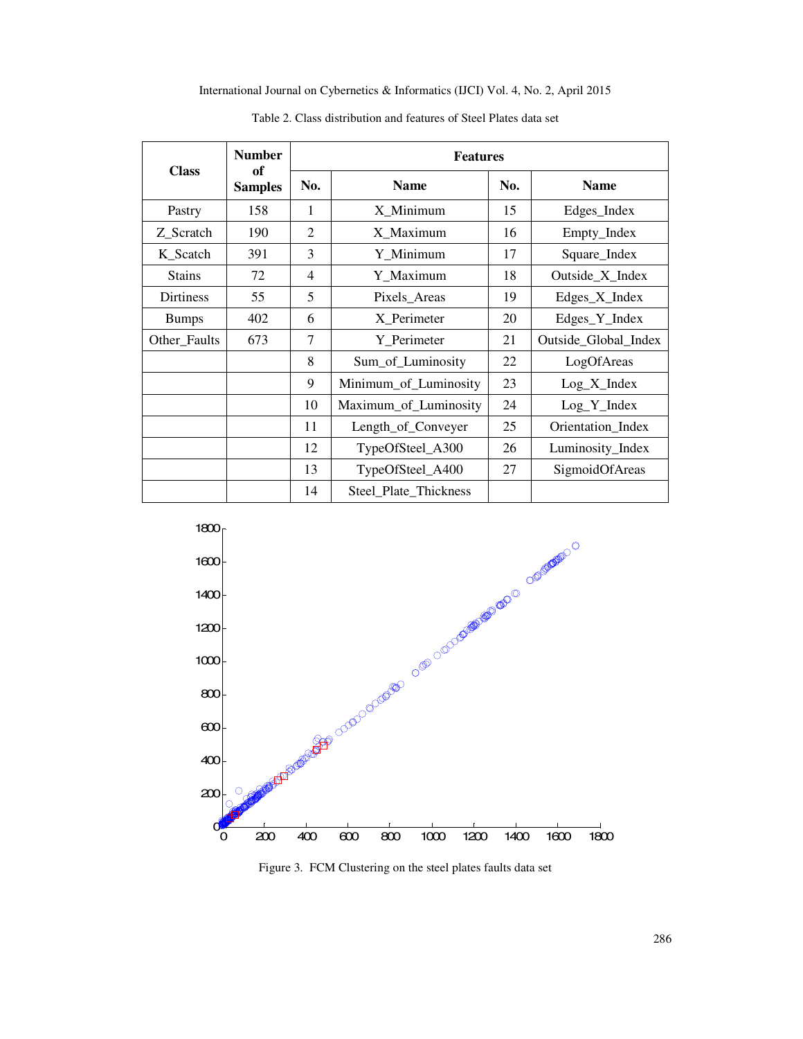Table 2. Class distribution and features of Steel Plates data set

| Class | Number of Samples | Features | | | |
|---|---|---|---|---|---|
| | | No. | Name | No. | Name |
| Pastry | 158 | 1 | X_Minimum | 15 | Edges_Index |
| Z_Scratch | 190 | 2 | X_Maximum | 16 | Empty_Index |
| K_Scatch | 391 | 3 | Y_Minimum | 17 | Square_Index |
| Stains | 72 | 4 | Y_Maximum | 18 | Outside_X_Index |
| Dirtiness | 55 | 5 | Pixels_Areas | 19 | Edges_X_Index |
| Bumps | 402 | 6 | X_Perimeter | 20 | Edges_Y_Index |
| Other_Faults | 673 | 7 | Y_Perimeter | 21 | Outside_Global_Index |
| | | 8 | Sum_of_Luminosity | 22 | LogOfAreas |
| | | 9 | Minimum_of_Luminosity | 23 | Log_X_Index |
| | | 10 | Maximum_of_Luminosity | 24 | Log_Y_Index |
| | | 11 | Length_of_Conveyer | 25 | Orientation_Index |
| | | 12 | TypeOfSteel_A300 | 26 | Luminosity_Index |
| | | 13 | TypeOfSteel_A400 | 27 | SigmoidOfAreas |
| | | 14 | Steel_Plate_Thickness | | |

Figure 3. FCM Clustering on the steel plates faults data set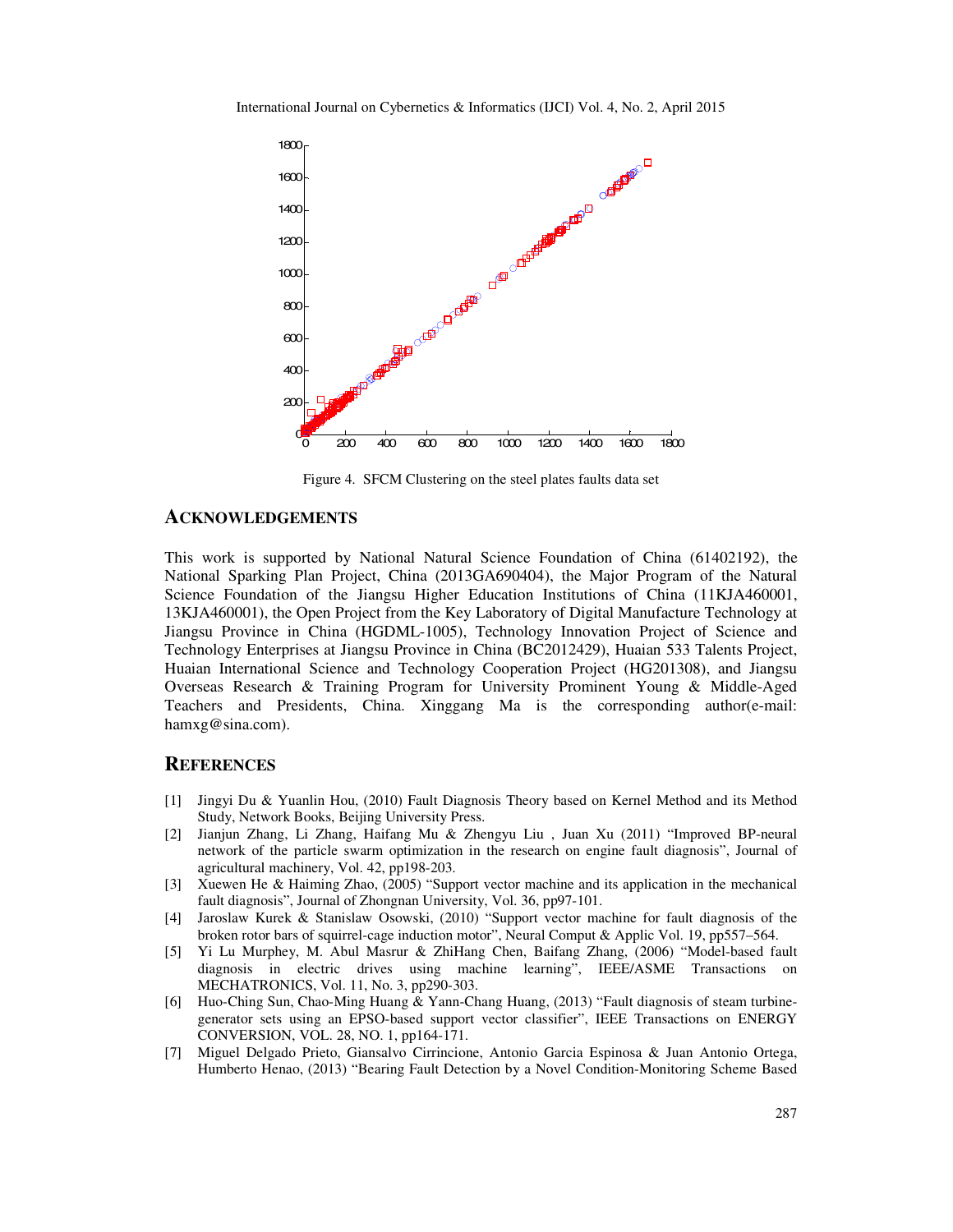Figure 4. SFCM Clustering on the steel plates faults data set

## ACKNOWLEDGEMENTS

This work is supported by National Natural Science Foundation of China (61402192), the National Sparking Plan Project, China (2013GA690404), the Major Program of the Natural Science Foundation of the Jiangsu Higher Education Institutions of China (11KJA460001, 13KJA460001), the Open Project from the Key Laboratory of Digital Manufacture Technology at Jiangsu Province in China (HGDML-1005), Technology Innovation Project of Science and Technology Enterprises at Jiangsu Province in China (BC2012429), Huaian 533 Talents Project, Huaian International Science and Technology Cooperation Project (HG201308), and Jiangsu Overseas Research & Training Program for University Prominent Young & Middle-Aged Teachers and Presidents, China. Xinggang Ma is the corresponding author(e-mail: hamxg@sina.com).

## REFERENCES

[1] Jingyi Du & Yuanlin Hou, (2010) Fault Diagnosis Theory based on Kernel Method and its Method Study, Network Books, Beijing University Press.

[2] Jianjun Zhang, Li Zhang, Haifang Mu & Zhengyu Liu , Juan Xu (2011) "Improved BP-neural network of the particle swarm optimization in the research on engine fault diagnosis", Journal of agricultural machinery, Vol. 42, pp198-203.

[3] Xuewen He & Haiming Zhao, (2005) "Support vector machine and its application in the mechanical fault diagnosis", Journal of Zhongnan University, Vol. 36, pp97-101.

[4] Jaroslaw Kurek & Stanislaw Osowski, (2010) "Support vector machine for fault diagnosis of the broken rotor bars of squirrel-cage induction motor", Neural Comput & Applic Vol. 19, pp557–564.

[5] Yi Lu Murphey, M. Abul Masrur & ZhiHang Chen, Baifang Zhang, (2006) "Model-based fault diagnosis in electric drives using machine learning", IEEE/ASME Transactions on MECHATRONICS, Vol. 11, No. 3, pp290-303.

[6] Huo-Ching Sun, Chao-Ming Huang & Yann-Chang Huang, (2013) "Fault diagnosis of steam turbine-generator sets using an EPSO-based support vector classifier", IEEE Transactions on ENERGY CONVERSION, VOL. 28, NO. 1, pp164-171.

[7] Miguel Delgado Prieto, Giansalvo Cirrincione, Antonio Garcia Espinosa & Juan Antonio Ortega, Humberto Henao, (2013) "Bearing Fault Detection by a Novel Condition-Monitoring Scheme Based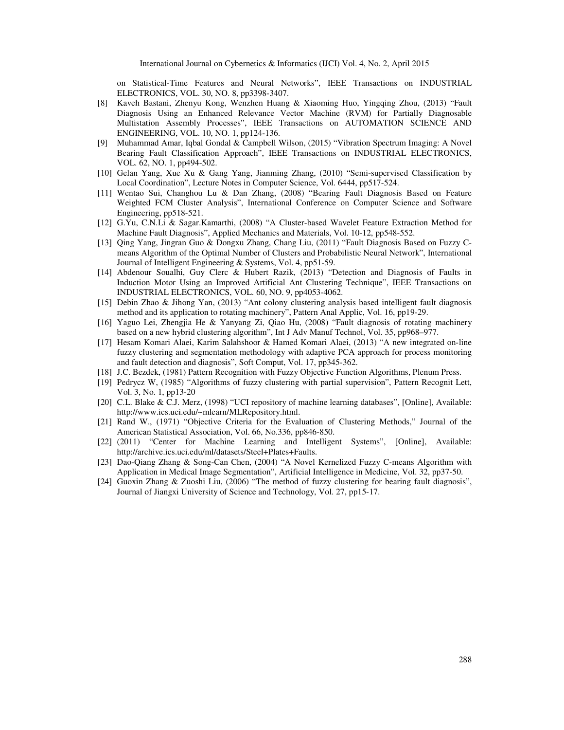on Statistical-Time Features and Neural Networks", IEEE Transactions on INDUSTRIAL ELECTRONICS, VOL. 30, NO. 8, pp3398-3407.

[8] Kaveh Bastani, Zhenyu Kong, Wenzhen Huang & Xiaoming Huo, Yingqing Zhou, (2013) "Fault Diagnosis Using an Enhanced Relevance Vector Machine (RVM) for Partially Diagnosable Multistation Assembly Processes", IEEE Transactions on AUTOMATION SCIENCE AND ENGINEERING, VOL. 10, NO. 1, pp124-136.

[9] Muhammad Amar, Iqbal Gondal & Campbell Wilson, (2015) "Vibration Spectrum Imaging: A Novel Bearing Fault Classification Approach", IEEE Transactions on INDUSTRIAL ELECTRONICS, VOL. 62, NO. 1, pp494-502.

[10] Gelan Yang, Xue Xu & Gang Yang, Jianming Zhang, (2010) "Semi-supervised Classification by Local Coordination", Lecture Notes in Computer Science, Vol. 6444, pp517-524.

[11] Wentao Sui, Changhou Lu & Dan Zhang, (2008) "Bearing Fault Diagnosis Based on Feature Weighted FCM Cluster Analysis", International Conference on Computer Science and Software Engineering, pp518-521.

[12] G.Yu, C.N.Li & Sagar.Kamarthi, (2008) "A Cluster-based Wavelet Feature Extraction Method for Machine Fault Diagnosis", Applied Mechanics and Materials, Vol. 10-12, pp548-552.

[13] Qing Yang, Jingran Guo & Dongxu Zhang, Chang Liu, (2011) "Fault Diagnosis Based on Fuzzy C-means Algorithm of the Optimal Number of Clusters and Probabilistic Neural Network", International Journal of Intelligent Engineering & Systems, Vol. 4, pp51-59.

[14] Abdenour Soualhi, Guy Clerc & Hubert Razik, (2013) "Detection and Diagnosis of Faults in Induction Motor Using an Improved Artificial Ant Clustering Technique", IEEE Transactions on INDUSTRIAL ELECTRONICS, VOL. 60, NO. 9, pp4053-4062.

[15] Debin Zhao & Jihong Yan, (2013) "Ant colony clustering analysis based intelligent fault diagnosis method and its application to rotating machinery", Pattern Anal Applic, Vol. 16, pp19-29.

[16] Yaguo Lei, Zhengjia He & Yanyang Zi, Qiao Hu, (2008) "Fault diagnosis of rotating machinery based on a new hybrid clustering algorithm", Int J Adv Manuf Technol, Vol. 35, pp968–977.

[17] Hesam Komari Alaei, Karim Salahshoor & Hamed Komari Alaei, (2013) "A new integrated on-line fuzzy clustering and segmentation methodology with adaptive PCA approach for process monitoring and fault detection and diagnosis", Soft Comput, Vol. 17, pp345-362.

[18] J.C. Bezdek, (1981) Pattern Recognition with Fuzzy Objective Function Algorithms, Plenum Press.

[19] Pedrycz W, (1985) "Algorithms of fuzzy clustering with partial supervision", Pattern Recognit Lett, Vol. 3, No. 1, pp13-20

[20] C.L. Blake & C.J. Merz, (1998) "UCI repository of machine learning databases", [Online], Available: http://www.ics.uci.edu/~mlearn/MLRepository.html.

[21] Rand W., (1971) "Objective Criteria for the Evaluation of Clustering Methods," Journal of the American Statistical Association, Vol. 66, No.336, pp846-850.

[22] (2011) "Center for Machine Learning and Intelligent Systems", [Online], Available: http://archive.ics.uci.edu/ml/datasets/Steel+Plates+Faults.

[23] Dao-Qiang Zhang & Song-Can Chen, (2004) "A Novel Kernelized Fuzzy C-means Algorithm with Application in Medical Image Segmentation", Artificial Intelligence in Medicine, Vol. 32, pp37-50.

[24] Guoxin Zhang & Zuoshi Liu, (2006) "The method of fuzzy clustering for bearing fault diagnosis", Journal of Jiangxi University of Science and Technology, Vol. 27, pp15-17.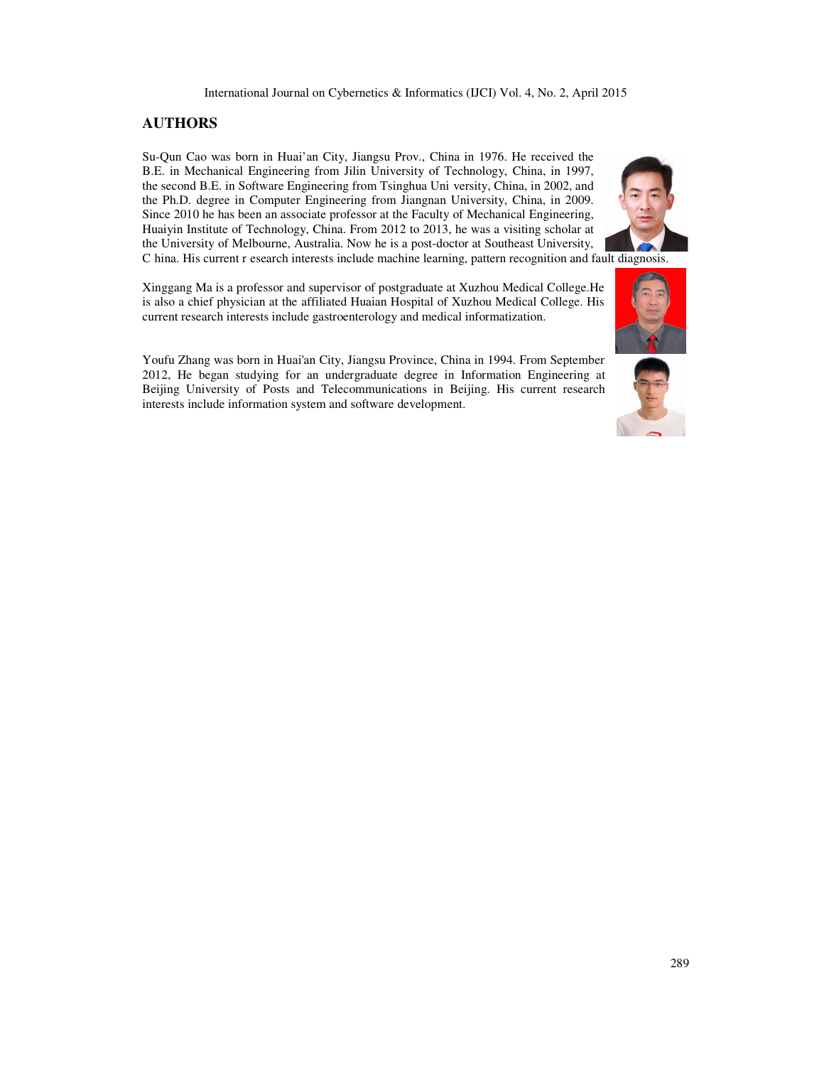## AUTHORS

Su-Qun Cao was born in Huai'an City, Jiangsu Prov., China in 1976. He received the B.E. in Mechanical Engineering from Jilin University of Technology, China, in 1997, the second B.E. in Software Engineering from Tsinghua Uni versity, China, in 2002, and the Ph.D. degree in Computer Engineering from Jiangnan University, China, in 2009. Since 2010 he has been an associate professor at the Faculty of Mechanical Engineering, Huaiyin Institute of Technology, China. From 2012 to 2013, he was a visiting scholar at the University of Melbourne, Australia. Now he is a post-doctor at Southeast University, C hina. His current r esearch interests include machine learning, pattern recognition and fault diagnosis.

Xinggang Ma is a professor and supervisor of postgraduate at Xuzhou Medical College.He is also a chief physician at the affiliated Huaian Hospital of Xuzhou Medical College. His current research interests include gastroenterology and medical informatization.

Youfu Zhang was born in Huai'an City, Jiangsu Province, China in 1994. From September 2012, He began studying for an undergraduate degree in Information Engineering at Beijing University of Posts and Telecommunications in Beijing. His current research interests include information system and software development.